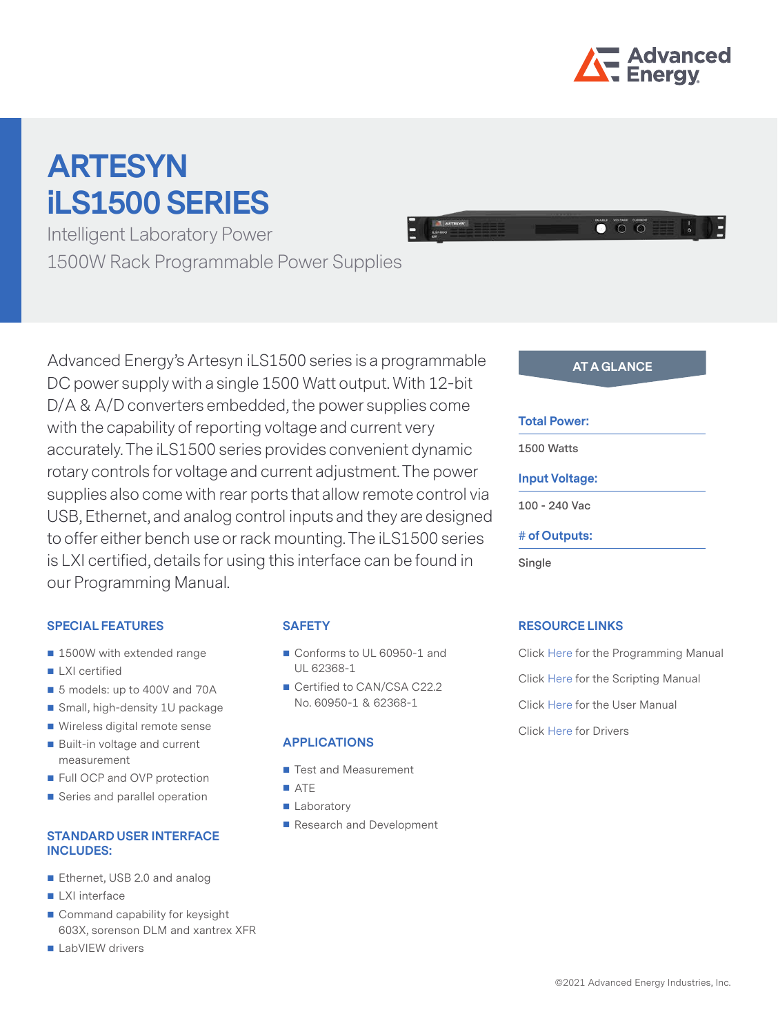# ARTESYN iLS1500 SERIES

Intelligent Laboratory Power

1500W Rack Programmable Power Supplies

Advanced Energy's Artesyn iLS1500 series is a programmable DC power supply with a single 1500 Watt output. With 12-bit D/A & A/D converters embedded, the power supplies come with the capability of reporting voltage and current very accurately. The iLS1500 series provides convenient dynamic rotary controls for voltage and current adjustment. The power supplies also come with rear ports that allow remote control via USB, Ethernet, and analog control inputs and they are designed to offer either bench use or rack mounting. The iLS1500 series is LXI certified, details for using this interface can be found in our Programming Manual.

## AT A GLANCE

**Total Power:**

1500 Watts

**Input Voltage:**

100 - 240 Vac

**# of Outputs:**

Single

### SPECIAL FEATURES

- 1500W with extended range
- LXI certified
- 5 models: up to 400V and 70A
- Small, high-density 1U package
- Wireless digital remote sense
- Built-in voltage and current measurement
- Full OCP and OVP protection
- Series and parallel operation

### STANDARD USER INTERFACE INCLUDES:

- Ethernet, USB 2.0 and analog
- LXI interface
- Command capability for keysight 603X, sorenson DLM and xantrex XFR
- LabVIEW drivers

### SAFETY

- Conforms to UL 60950-1 and UL 62368-1
- Certified to CAN/CSA C22.2 No. 60950-1 & 62368-1

### APPLICATIONS

- Test and Measurement
- ATE
- Laboratory
- Research and Development

### RESOURCE LINKS

Click Here for the Programming Manual

Click Here for the Scripting Manual

Click Here for the User Manual

Click Here for Drivers

©2021 Advanced Energy Industries, Inc.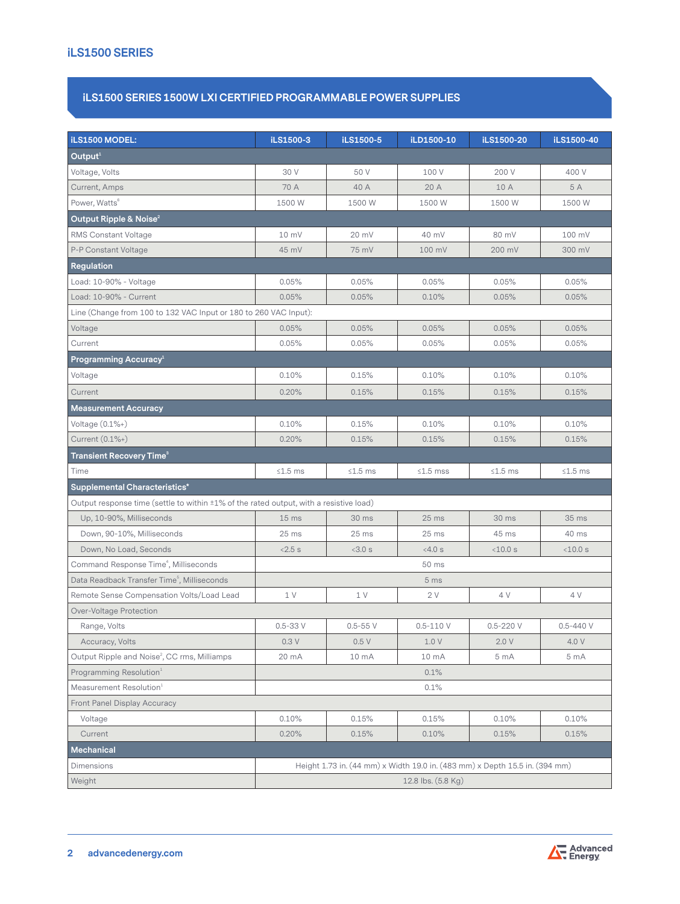## iLS1500 SERIES 1500W LXI CERTIFIED PROGRAMMABLE POWER SUPPLIES

| iLS1500 MODEL: | iLS1500-3 | iLS1500-5 | iLD1500-10 | iLS1500-20 | iLS1500-40 |
|---|---|---|---|---|---|
| **Output**[1] | | | | | |
| Voltage, Volts | 30 V | 50 V | 100 V | 200 V | 400 V |
| Current, Amps | 70 A | 40 A | 20 A | 10 A | 5 A |
| Power, Watts[6] | 1500 W | 1500 W | 1500 W | 1500 W | 1500 W |
| **Output Ripple & Noise**[2] | | | | | |
| RMS Constant Voltage | 10 mV | 20 mV | 40 mV | 80 mV | 100 mV |
| P-P Constant Voltage | 45 mV | 75 mV | 100 mV | 200 mV | 300 mV |
| **Regulation** | | | | | |
| Load: 10-90% - Voltage | 0.05% | 0.05% | 0.05% | 0.05% | 0.05% |
| Load: 10-90% - Current | 0.05% | 0.05% | 0.10% | 0.05% | 0.05% |
| Line (Change from 100 to 132 VAC Input or 180 to 260 VAC Input): | | | | | |
| Voltage | 0.05% | 0.05% | 0.05% | 0.05% | 0.05% |
| Current | 0.05% | 0.05% | 0.05% | 0.05% | 0.05% |
| **Programming Accuracy**[1] | | | | | |
| Voltage | 0.10% | 0.15% | 0.10% | 0.10% | 0.10% |
| Current | 0.20% | 0.15% | 0.15% | 0.15% | 0.15% |
| **Measurement Accuracy** | | | | | |
| Voltage (0.1%+) | 0.10% | 0.15% | 0.10% | 0.10% | 0.10% |
| Current (0.1%+) | 0.20% | 0.15% | 0.15% | 0.15% | 0.15% |
| **Transient Recovery Time**[3] | | | | | |
| Time | ≤1.5 ms | ≤1.5 ms | ≤1.5 mss | ≤1.5 ms | ≤1.5 ms |
| **Supplemental Characteristics*** | | | | | |
| Output response time (settle to within ±1% of the rated output, with a resistive load) | | | | | |
| Up, 10-90%, Milliseconds | 15 ms | 30 ms | 25 ms | 30 ms | 35 ms |
| Down, 90-10%, Milliseconds | 25 ms | 25 ms | 25 ms | 45 ms | 40 ms |
| Down, No Load, Seconds | <2.5 s | <3.0 s | <4.0 s | <10.0 s | <10.0 s |
| Command Response Time[4], Milliseconds | 50 ms | | | | |
| Data Readback Transfer Time[5], Milliseconds | 5 ms | | | | |
| Remote Sense Compensation Volts/Load Lead | 1 V | 1 V | 2 V | 4 V | 4 V |
| Over-Voltage Protection | | | | | |
| Range, Volts | 0.5-33 V | 0.5-55 V | 0.5-110 V | 0.5-220 V | 0.5-440 V |
| Accuracy, Volts | 0.3 V | 0.5 V | 1.0 V | 2.0 V | 4.0 V |
| Output Ripple and Noise[2], CC rms, Milliamps | 20 mA | 10 mA | 10 mA | 5 mA | 5 mA |
| Programming Resolution[1] | 0.1% | | | | |
| Measurement Resolution[1] | 0.1% | | | | |
| Front Panel Display Accuracy | | | | | |
| Voltage | 0.10% | 0.15% | 0.15% | 0.10% | 0.10% |
| Current | 0.20% | 0.15% | 0.10% | 0.15% | 0.15% |
| **Mechanical** | | | | | |
| Dimensions | Height 1.73 in. (44 mm) x Width 19.0 in. (483 mm) x Depth 15.5 in. (394 mm) | | | | |
| Weight | 12.8 lbs. (5.8 Kg) | | | | |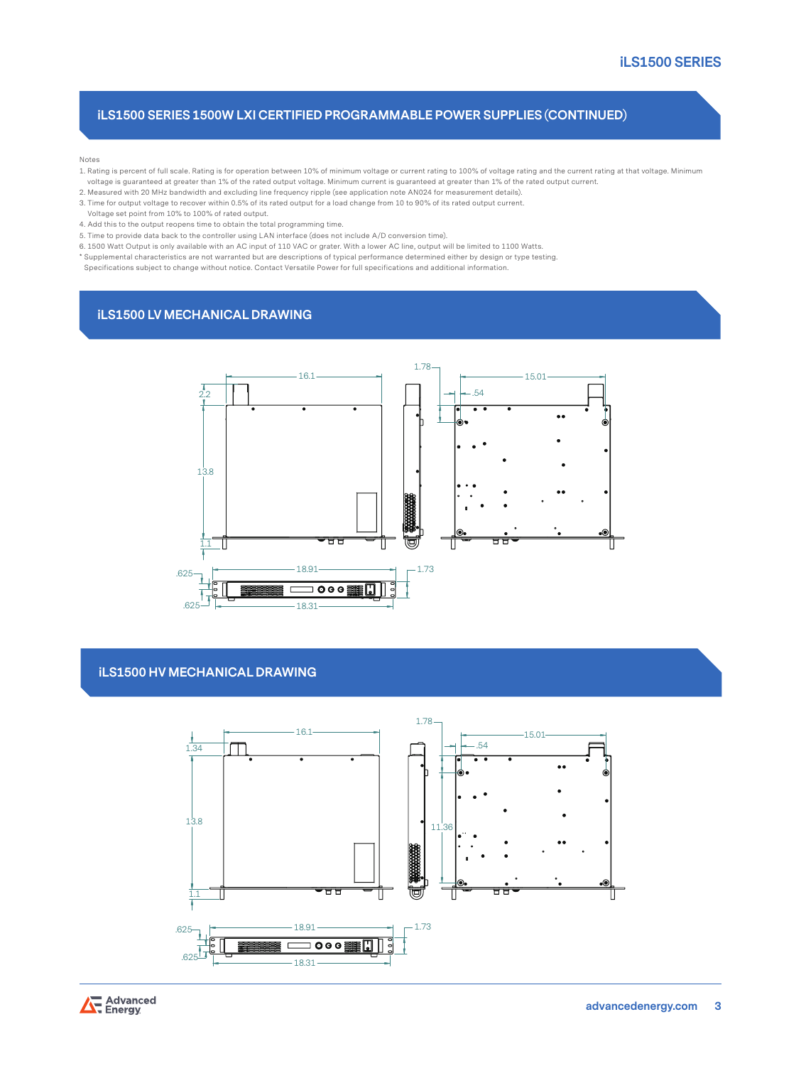## iLS1500 SERIES 1500W LXI CERTIFIED PROGRAMMABLE POWER SUPPLIES (CONTINUED)

Notes

1. Rating is percent of full scale. Rating is for operation between 10% of minimum voltage or current rating to 100% of voltage rating and the current rating at that voltage. Minimum voltage is guaranteed at greater than 1% of the rated output voltage. Minimum current is guaranteed at greater than 1% of the rated output current.
2. Measured with 20 MHz bandwidth and excluding line frequency ripple (see application note AN024 for measurement details).
3. Time for output voltage to recover within 0.5% of its rated output for a load change from 10 to 90% of its rated output current. Voltage set point from 10% to 100% of rated output.
4. Add this to the output reopens time to obtain the total programming time.
5. Time to provide data back to the controller using LAN interface (does not include A/D conversion time).
6. 1500 Watt Output is only available with an AC input of 110 VAC or grater. With a lower AC line, output will be limited to 1100 Watts.

\* Supplemental characteristics are not warranted but are descriptions of typical performance determined either by design or type testing.
Specifications subject to change without notice. Contact Versatile Power for full specifications and additional information.

## iLS1500 LV MECHANICAL DRAWING

16.1, 2.2, 13.8, 1.1, 1.78, .54, 15.01, .625, 18.91, 1.73, .625, 18.31

## iLS1500 HV MECHANICAL DRAWING

16.1, 1.34, 13.8, 1.1, 1.78, .54, 15.01, 11.36, .625, 18.91, 1.73, .625, 18.31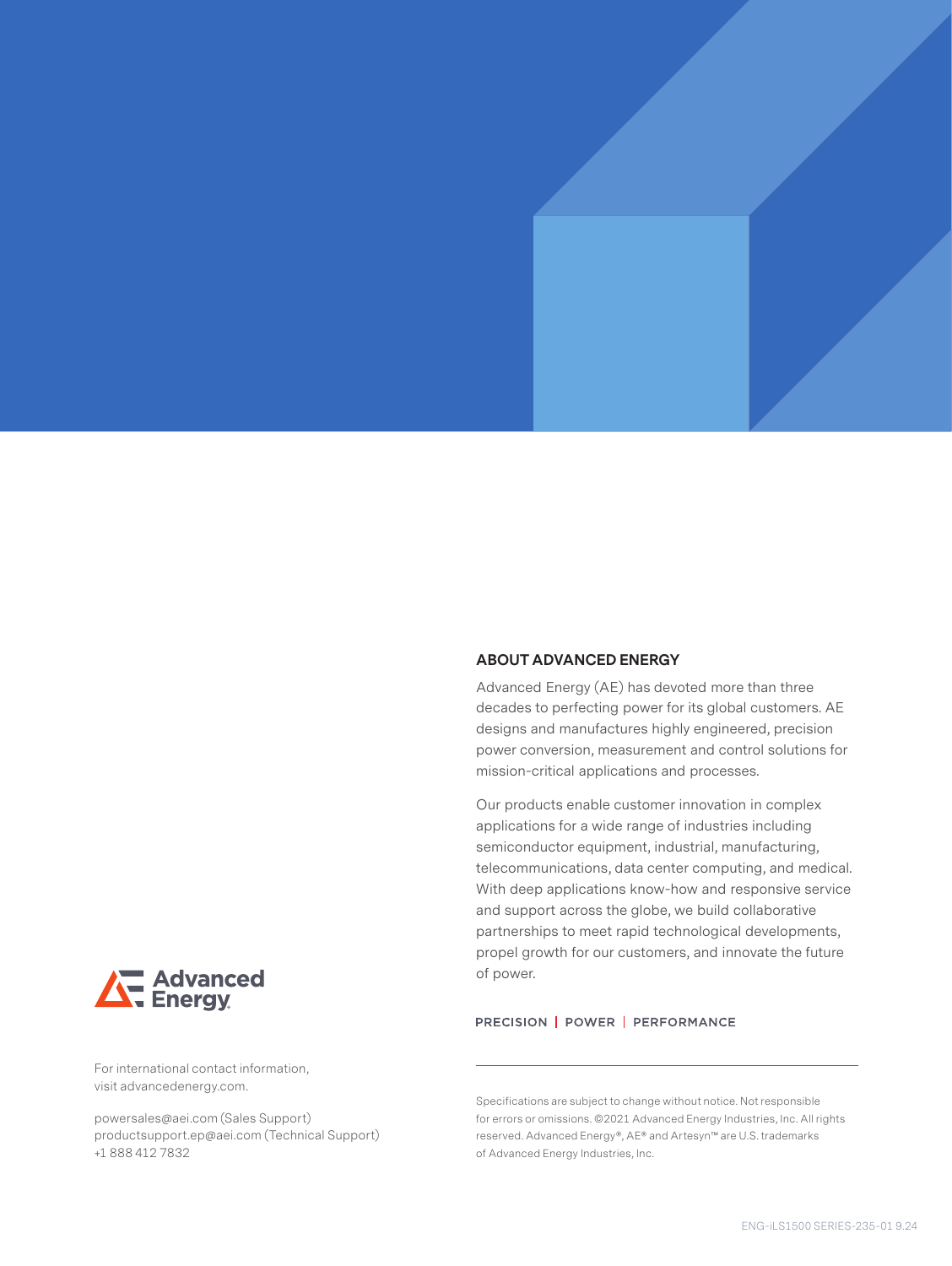## ABOUT ADVANCED ENERGY

Advanced Energy (AE) has devoted more than three decades to perfecting power for its global customers. AE designs and manufactures highly engineered, precision power conversion, measurement and control solutions for mission-critical applications and processes.

Our products enable customer innovation in complex applications for a wide range of industries including semiconductor equipment, industrial, manufacturing, telecommunications, data center computing, and medical. With deep applications know-how and responsive service and support across the globe, we build collaborative partnerships to meet rapid technological developments, propel growth for our customers, and innovate the future of power.

PRECISION | POWER | PERFORMANCE

Advanced Energy

For international contact information, visit advancedenergy.com.

powersales@aei.com (Sales Support)
productsupport.ep@aei.com (Technical Support)
+1 888 412 7832

Specifications are subject to change without notice. Not responsible for errors or omissions. ©2021 Advanced Energy Industries, Inc. All rights reserved. Advanced Energy®, AE® and Artesyn™ are U.S. trademarks of Advanced Energy Industries, Inc.

ENG-iLS1500 SERIES-235-01 9.24